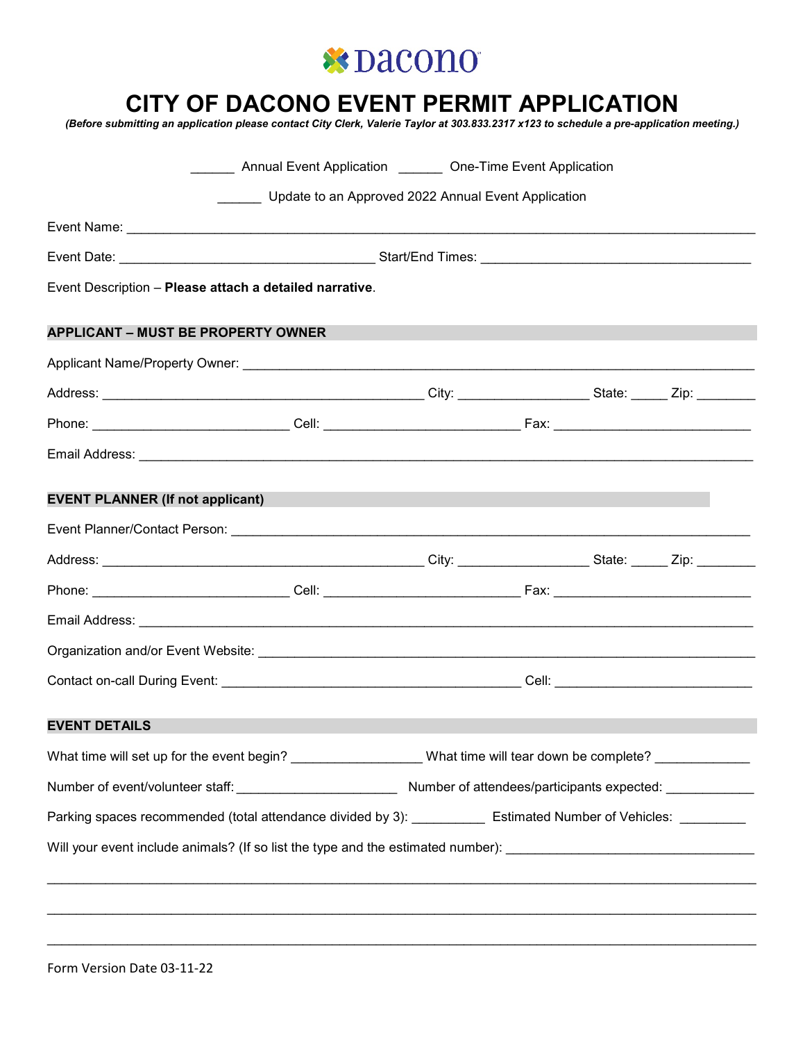Dacono

# CITY OF DACONO EVENT PERMIT APPLICATION

***(Before submitting an application please contact City Clerk, Valerie Taylor at 303.833.2317 x123 to schedule a pre-application meeting.)***

______ Annual Event Application ______ One-Time Event Application

______ Update to an Approved 2022 Annual Event Application

Event Name: ______________________________________________________________________________

Event Date: _________________________________ Start/End Times: ___________________________________

Event Description – **Please attach a detailed narrative**.

## APPLICANT – MUST BE PROPERTY OWNER

Applicant Name/Property Owner: ____________________________________________________________

Address: ___________________________________________ City: _________________ State: _____ Zip: ________

Phone: __________________________ Cell: __________________________ Fax: __________________________

Email Address: _________________________________________________________________________________

## EVENT PLANNER (If not applicant)

Event Planner/Contact Person: ______________________________________________________________

Address: ___________________________________________ City: _________________ State: _____ Zip: ________

Phone: __________________________ Cell: __________________________ Fax: __________________________

Email Address: _________________________________________________________________________________

Organization and/or Event Website: _________________________________________________________

Contact on-call During Event: ________________________________________ Cell: __________________________

## EVENT DETAILS

What time will set up for the event begin? _________________ What time will tear down be complete? ____________

Number of event/volunteer staff: _____________________ Number of attendees/participants expected: ____________

Parking spaces recommended (total attendance divided by 3): __________ Estimated Number of Vehicles: _________

Will your event include animals? (If so list the type and the estimated number): _________________________________

__________________________________________________________________________________________

__________________________________________________________________________________________

__________________________________________________________________________________________

Form Version Date 03-11-22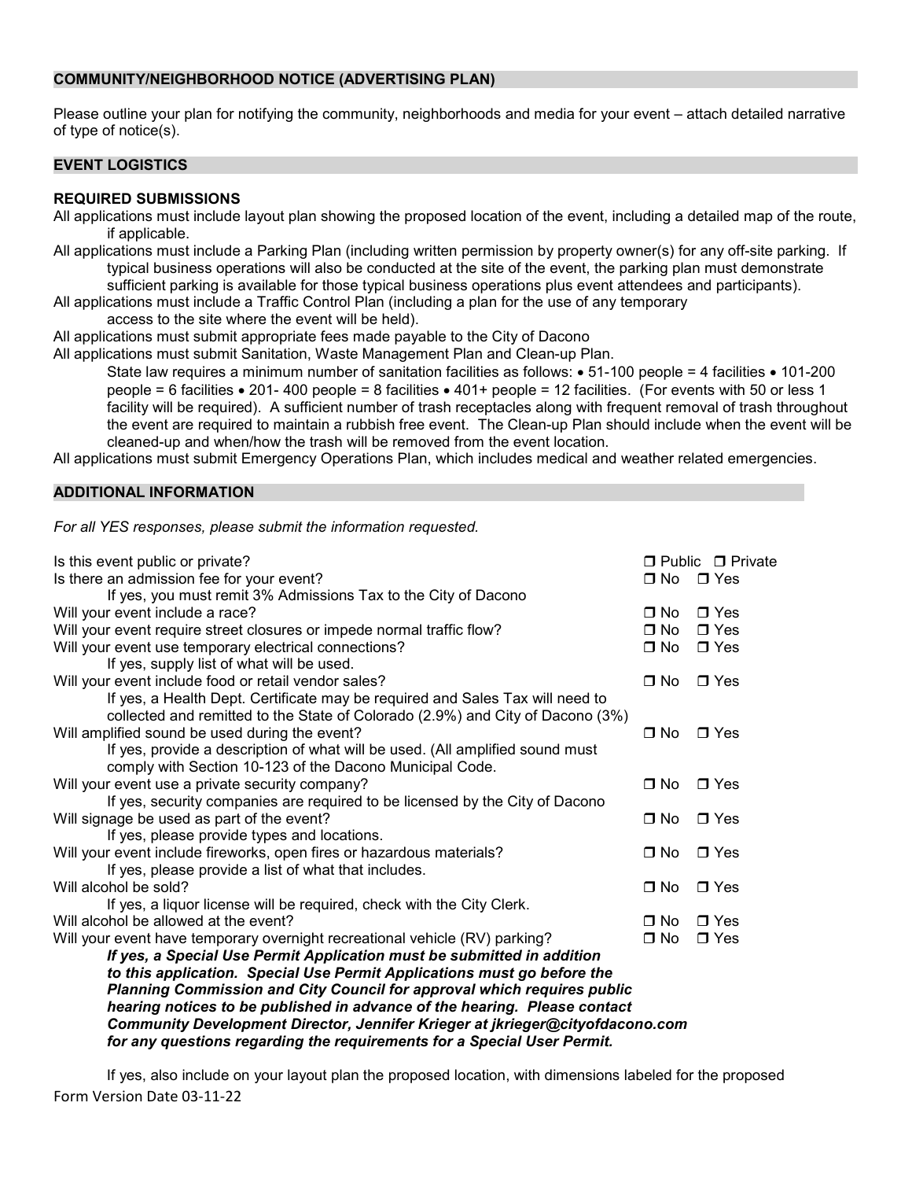## COMMUNITY/NEIGHBORHOOD NOTICE (ADVERTISING PLAN)

Please outline your plan for notifying the community, neighborhoods and media for your event – attach detailed narrative of type of notice(s).

## EVENT LOGISTICS

### REQUIRED SUBMISSIONS

All applications must include layout plan showing the proposed location of the event, including a detailed map of the route, if applicable.

All applications must include a Parking Plan (including written permission by property owner(s) for any off-site parking. If typical business operations will also be conducted at the site of the event, the parking plan must demonstrate sufficient parking is available for those typical business operations plus event attendees and participants).

All applications must include a Traffic Control Plan (including a plan for the use of any temporary access to the site where the event will be held).

All applications must submit appropriate fees made payable to the City of Dacono

All applications must submit Sanitation, Waste Management Plan and Clean-up Plan.

State law requires a minimum number of sanitation facilities as follows: • 51-100 people = 4 facilities • 101-200 people = 6 facilities • 201- 400 people = 8 facilities • 401+ people = 12 facilities. (For events with 50 or less 1 facility will be required). A sufficient number of trash receptacles along with frequent removal of trash throughout the event are required to maintain a rubbish free event. The Clean-up Plan should include when the event will be cleaned-up and when/how the trash will be removed from the event location.

All applications must submit Emergency Operations Plan, which includes medical and weather related emergencies.

## ADDITIONAL INFORMATION

*For all YES responses, please submit the information requested.*

Is this event public or private? ☐ Public ☐ Private

Is there an admission fee for your event? ☐ No ☐ Yes
 If yes, you must remit 3% Admissions Tax to the City of Dacono

Will your event include a race? ☐ No ☐ Yes

Will your event require street closures or impede normal traffic flow? ☐ No ☐ Yes

Will your event use temporary electrical connections? ☐ No ☐ Yes
 If yes, supply list of what will be used.

Will your event include food or retail vendor sales? ☐ No ☐ Yes
 If yes, a Health Dept. Certificate may be required and Sales Tax will need to collected and remitted to the State of Colorado (2.9%) and City of Dacono (3%)

Will amplified sound be used during the event? ☐ No ☐ Yes
 If yes, provide a description of what will be used. (All amplified sound must comply with Section 10-123 of the Dacono Municipal Code.

Will your event use a private security company? ☐ No ☐ Yes
 If yes, security companies are required to be licensed by the City of Dacono

Will signage be used as part of the event? ☐ No ☐ Yes
 If yes, please provide types and locations.

Will your event include fireworks, open fires or hazardous materials? ☐ No ☐ Yes
 If yes, please provide a list of what that includes.

Will alcohol be sold? ☐ No ☐ Yes
 If yes, a liquor license will be required, check with the City Clerk.

Will alcohol be allowed at the event? ☐ No ☐ Yes

Will your event have temporary overnight recreational vehicle (RV) parking? ☐ No ☐ Yes

***If yes, a Special Use Permit Application must be submitted in addition to this application. Special Use Permit Applications must go before the Planning Commission and City Council for approval which requires public hearing notices to be published in advance of the hearing. Please contact Community Development Director, Jennifer Krieger at jkrieger@cityofdacono.com for any questions regarding the requirements for a Special User Permit.***

If yes, also include on your layout plan the proposed location, with dimensions labeled for the proposed

Form Version Date 03-11-22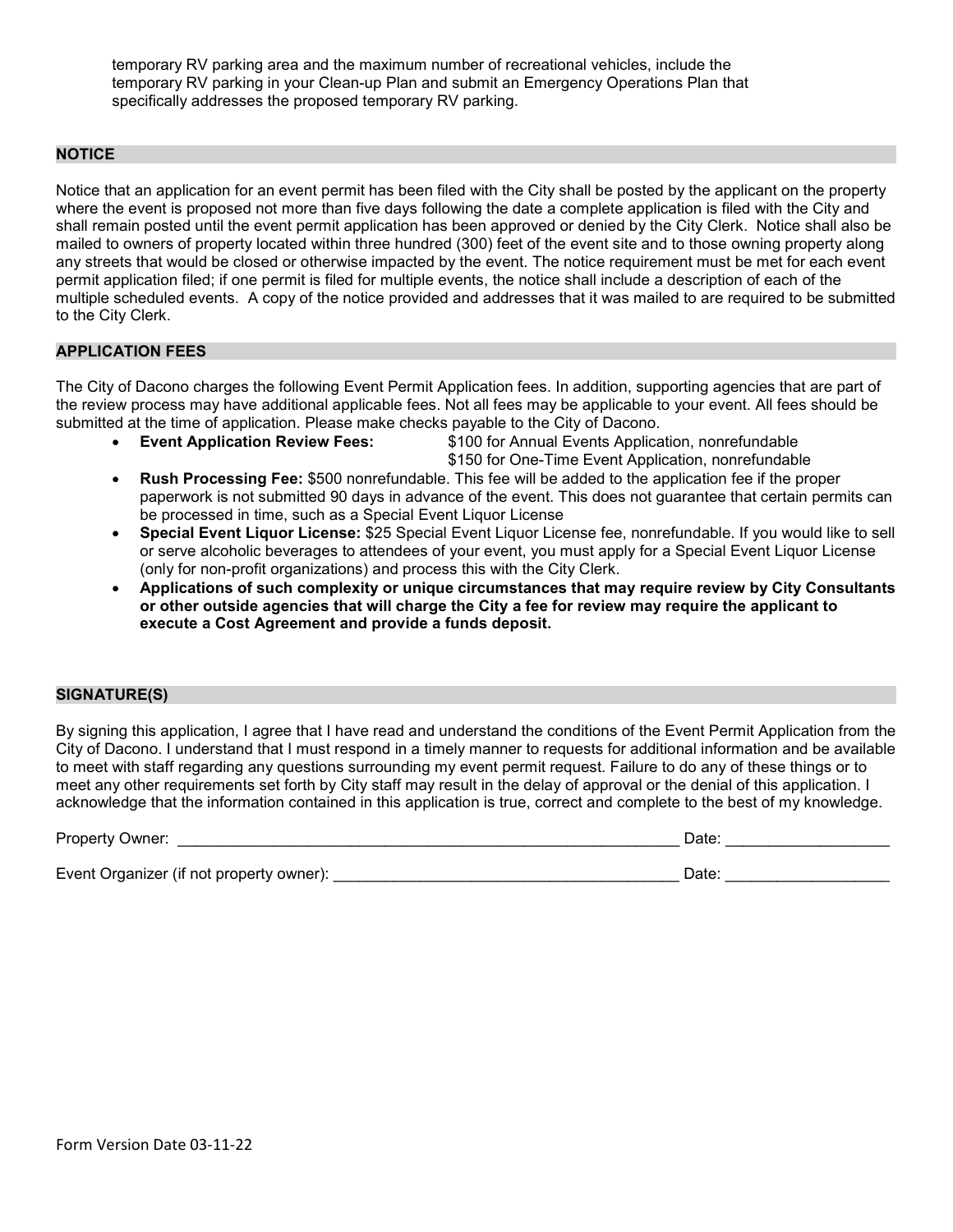temporary RV parking area and the maximum number of recreational vehicles, include the temporary RV parking in your Clean-up Plan and submit an Emergency Operations Plan that specifically addresses the proposed temporary RV parking.

## NOTICE

Notice that an application for an event permit has been filed with the City shall be posted by the applicant on the property where the event is proposed not more than five days following the date a complete application is filed with the City and shall remain posted until the event permit application has been approved or denied by the City Clerk. Notice shall also be mailed to owners of property located within three hundred (300) feet of the event site and to those owning property along any streets that would be closed or otherwise impacted by the event. The notice requirement must be met for each event permit application filed; if one permit is filed for multiple events, the notice shall include a description of each of the multiple scheduled events. A copy of the notice provided and addresses that it was mailed to are required to be submitted to the City Clerk.

## APPLICATION FEES

The City of Dacono charges the following Event Permit Application fees. In addition, supporting agencies that are part of the review process may have additional applicable fees. Not all fees may be applicable to your event. All fees should be submitted at the time of application. Please make checks payable to the City of Dacono.

- **Event Application Review Fees:** $100 for Annual Events Application, nonrefundable
  $150 for One-Time Event Application, nonrefundable
- **Rush Processing Fee:** $500 nonrefundable. This fee will be added to the application fee if the proper paperwork is not submitted 90 days in advance of the event. This does not guarantee that certain permits can be processed in time, such as a Special Event Liquor License
- **Special Event Liquor License:** $25 Special Event Liquor License fee, nonrefundable. If you would like to sell or serve alcoholic beverages to attendees of your event, you must apply for a Special Event Liquor License (only for non-profit organizations) and process this with the City Clerk.
- **Applications of such complexity or unique circumstances that may require review by City Consultants or other outside agencies that will charge the City a fee for review may require the applicant to execute a Cost Agreement and provide a funds deposit.**

## SIGNATURE(S)

By signing this application, I agree that I have read and understand the conditions of the Event Permit Application from the City of Dacono. I understand that I must respond in a timely manner to requests for additional information and be available to meet with staff regarding any questions surrounding my event permit request. Failure to do any of these things or to meet any other requirements set forth by City staff may result in the delay of approval or the denial of this application. I acknowledge that the information contained in this application is true, correct and complete to the best of my knowledge.

Property Owner: ____________________________________________________________ Date: ___________________

Event Organizer (if not property owner): ________________________________________ Date: ___________________

Form Version Date 03-11-22